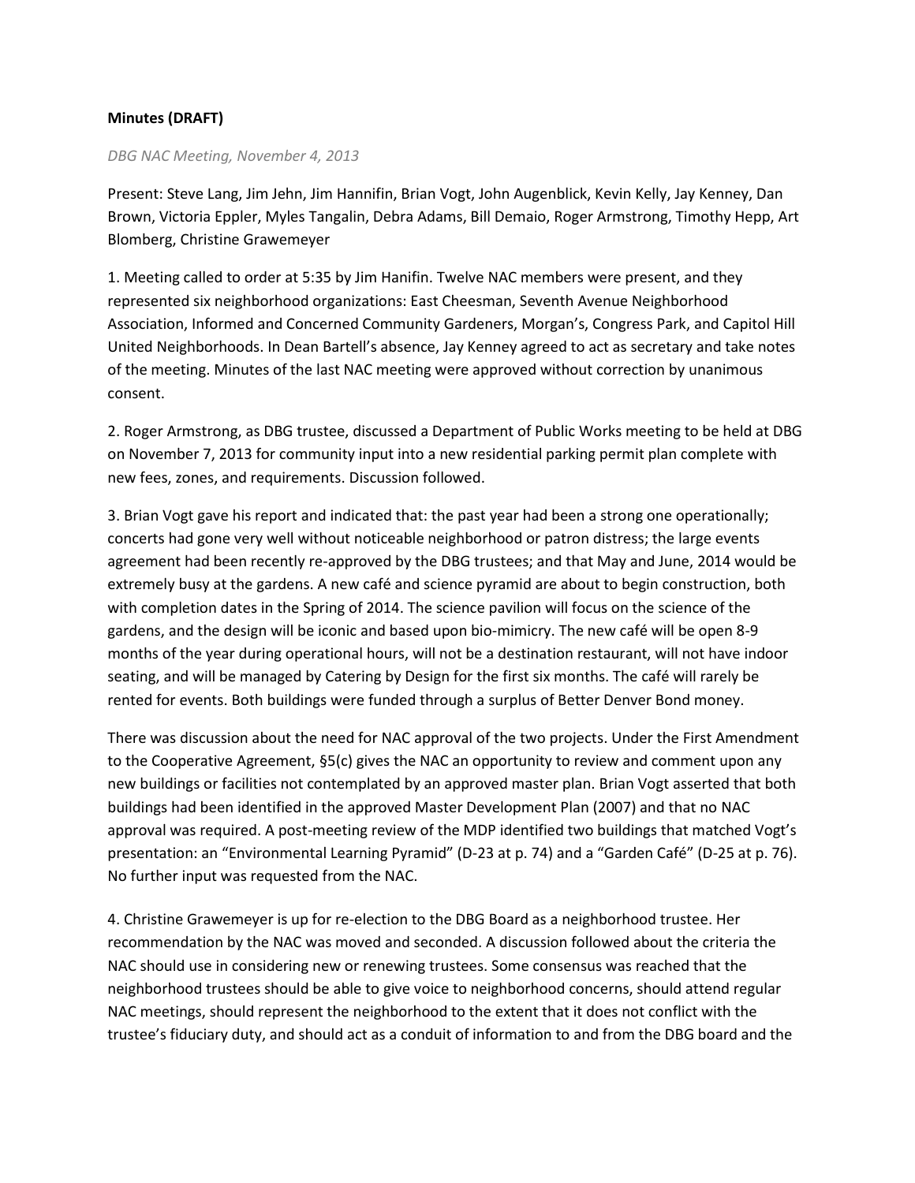**Minutes (DRAFT)**

*DBG NAC Meeting, November 4, 2013*

Present: Steve Lang, Jim Jehn, Jim Hannifin, Brian Vogt, John Augenblick, Kevin Kelly, Jay Kenney, Dan Brown, Victoria Eppler, Myles Tangalin, Debra Adams, Bill Demaio, Roger Armstrong, Timothy Hepp, Art Blomberg, Christine Grawemeyer

1. Meeting called to order at 5:35 by Jim Hanifin. Twelve NAC members were present, and they represented six neighborhood organizations: East Cheesman, Seventh Avenue Neighborhood Association, Informed and Concerned Community Gardeners, Morgan's, Congress Park, and Capitol Hill United Neighborhoods. In Dean Bartell's absence, Jay Kenney agreed to act as secretary and take notes of the meeting. Minutes of the last NAC meeting were approved without correction by unanimous consent.

2. Roger Armstrong, as DBG trustee, discussed a Department of Public Works meeting to be held at DBG on November 7, 2013 for community input into a new residential parking permit plan complete with new fees, zones, and requirements. Discussion followed.

3. Brian Vogt gave his report and indicated that: the past year had been a strong one operationally; concerts had gone very well without noticeable neighborhood or patron distress; the large events agreement had been recently re-approved by the DBG trustees; and that May and June, 2014 would be extremely busy at the gardens. A new café and science pyramid are about to begin construction, both with completion dates in the Spring of 2014. The science pavilion will focus on the science of the gardens, and the design will be iconic and based upon bio-mimicry. The new café will be open 8-9 months of the year during operational hours, will not be a destination restaurant, will not have indoor seating, and will be managed by Catering by Design for the first six months. The café will rarely be rented for events. Both buildings were funded through a surplus of Better Denver Bond money.

There was discussion about the need for NAC approval of the two projects. Under the First Amendment to the Cooperative Agreement, §5(c) gives the NAC an opportunity to review and comment upon any new buildings or facilities not contemplated by an approved master plan. Brian Vogt asserted that both buildings had been identified in the approved Master Development Plan (2007) and that no NAC approval was required. A post-meeting review of the MDP identified two buildings that matched Vogt's presentation: an "Environmental Learning Pyramid" (D-23 at p. 74) and a "Garden Café" (D-25 at p. 76). No further input was requested from the NAC.

4. Christine Grawemeyer is up for re-election to the DBG Board as a neighborhood trustee. Her recommendation by the NAC was moved and seconded. A discussion followed about the criteria the NAC should use in considering new or renewing trustees. Some consensus was reached that the neighborhood trustees should be able to give voice to neighborhood concerns, should attend regular NAC meetings, should represent the neighborhood to the extent that it does not conflict with the trustee's fiduciary duty, and should act as a conduit of information to and from the DBG board and the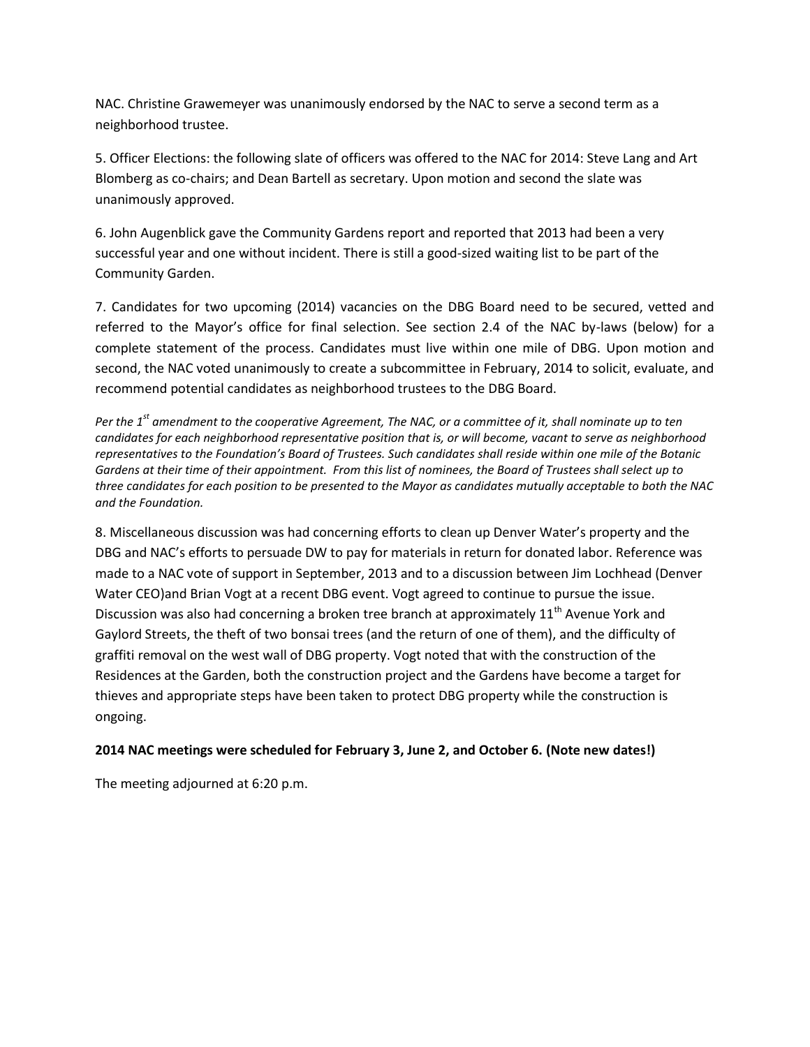NAC. Christine Grawemeyer was unanimously endorsed by the NAC to serve a second term as a neighborhood trustee.

5. Officer Elections: the following slate of officers was offered to the NAC for 2014: Steve Lang and Art Blomberg as co-chairs; and Dean Bartell as secretary. Upon motion and second the slate was unanimously approved.

6. John Augenblick gave the Community Gardens report and reported that 2013 had been a very successful year and one without incident. There is still a good-sized waiting list to be part of the Community Garden.

7. Candidates for two upcoming (2014) vacancies on the DBG Board need to be secured, vetted and referred to the Mayor's office for final selection. See section 2.4 of the NAC by-laws (below) for a complete statement of the process. Candidates must live within one mile of DBG. Upon motion and second, the NAC voted unanimously to create a subcommittee in February, 2014 to solicit, evaluate, and recommend potential candidates as neighborhood trustees to the DBG Board.

*Per the 1st amendment to the cooperative Agreement, The NAC, or a committee of it, shall nominate up to ten candidates for each neighborhood representative position that is, or will become, vacant to serve as neighborhood representatives to the Foundation's Board of Trustees. Such candidates shall reside within one mile of the Botanic Gardens at their time of their appointment. From this list of nominees, the Board of Trustees shall select up to three candidates for each position to be presented to the Mayor as candidates mutually acceptable to both the NAC and the Foundation.*

8. Miscellaneous discussion was had concerning efforts to clean up Denver Water's property and the DBG and NAC's efforts to persuade DW to pay for materials in return for donated labor. Reference was made to a NAC vote of support in September, 2013 and to a discussion between Jim Lochhead (Denver Water CEO)and Brian Vogt at a recent DBG event. Vogt agreed to continue to pursue the issue. Discussion was also had concerning a broken tree branch at approximately 11th Avenue York and Gaylord Streets, the theft of two bonsai trees (and the return of one of them), and the difficulty of graffiti removal on the west wall of DBG property. Vogt noted that with the construction of the Residences at the Garden, both the construction project and the Gardens have become a target for thieves and appropriate steps have been taken to protect DBG property while the construction is ongoing.

**2014 NAC meetings were scheduled for February 3, June 2, and October 6. (Note new dates!)**

The meeting adjourned at 6:20 p.m.